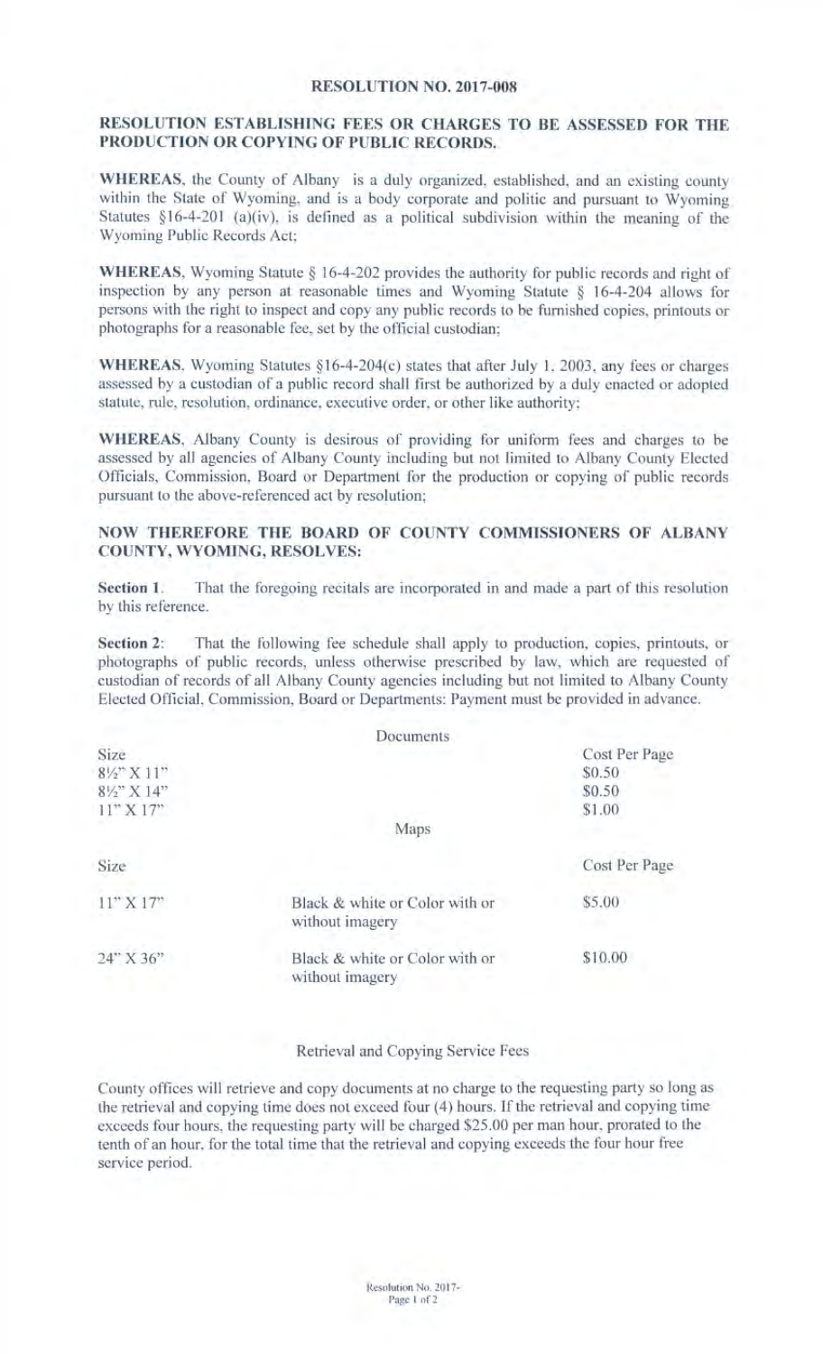# RESOLUTION NO. 2017-008

## RESOLUTION ESTABLISHING FEES OR CHARGES TO BE ASSESSED FOR THE PRODUCTION OR COPYING OF PUBLIC RECORDS.

**WHEREAS**, the County of Albany is a duly organized, established, and an existing county within the State of Wyoming, and is a body corporate and politic and pursuant to Wyoming Statutes §16-4-201 (a)(iv), is defined as a political subdivision within the meaning of the Wyoming Public Records Act;

**WHEREAS**, Wyoming Statute § 16-4-202 provides the authority for public records and right of inspection by any person at reasonable times and Wyoming Statute § 16-4-204 allows for persons with the right to inspect and copy any public records to be furnished copies, printouts or photographs for a reasonable fee, set by the official custodian;

**WHEREAS**, Wyoming Statutes §16-4-204(c) states that after July 1, 2003, any fees or charges assessed by a custodian of a public record shall first be authorized by a duly enacted or adopted statute, rule, resolution, ordinance, executive order, or other like authority;

**WHEREAS**, Albany County is desirous of providing for uniform fees and charges to be assessed by all agencies of Albany County including but not limited to Albany County Elected Officials, Commission, Board or Department for the production or copying of public records pursuant to the above-referenced act by resolution;

**NOW THEREFORE THE BOARD OF COUNTY COMMISSIONERS OF ALBANY COUNTY, WYOMING, RESOLVES:**

**Section 1**. That the foregoing recitals are incorporated in and made a part of this resolution by this reference.

**Section 2**: That the following fee schedule shall apply to production, copies, printouts, or photographs of public records, unless otherwise prescribed by law, which are requested of custodian of records of all Albany County agencies including but not limited to Albany County Elected Official, Commission, Board or Departments: Payment must be provided in advance.

Documents

| Size | Cost Per Page |
|---|---|
| 8½" X 11" | $0.50 |
| 8½" X 14" | $0.50 |
| 11" X 17" | $1.00 |

Maps

| Size | | Cost Per Page |
|---|---|---|
| 11" X 17" | Black & white or Color with or without imagery | $5.00 |
| 24" X 36" | Black & white or Color with or without imagery | $10.00 |

Retrieval and Copying Service Fees

County offices will retrieve and copy documents at no charge to the requesting party so long as the retrieval and copying time does not exceed four (4) hours. If the retrieval and copying time exceeds four hours, the requesting party will be charged $25.00 per man hour, prorated to the tenth of an hour, for the total time that the retrieval and copying exceeds the four hour free service period.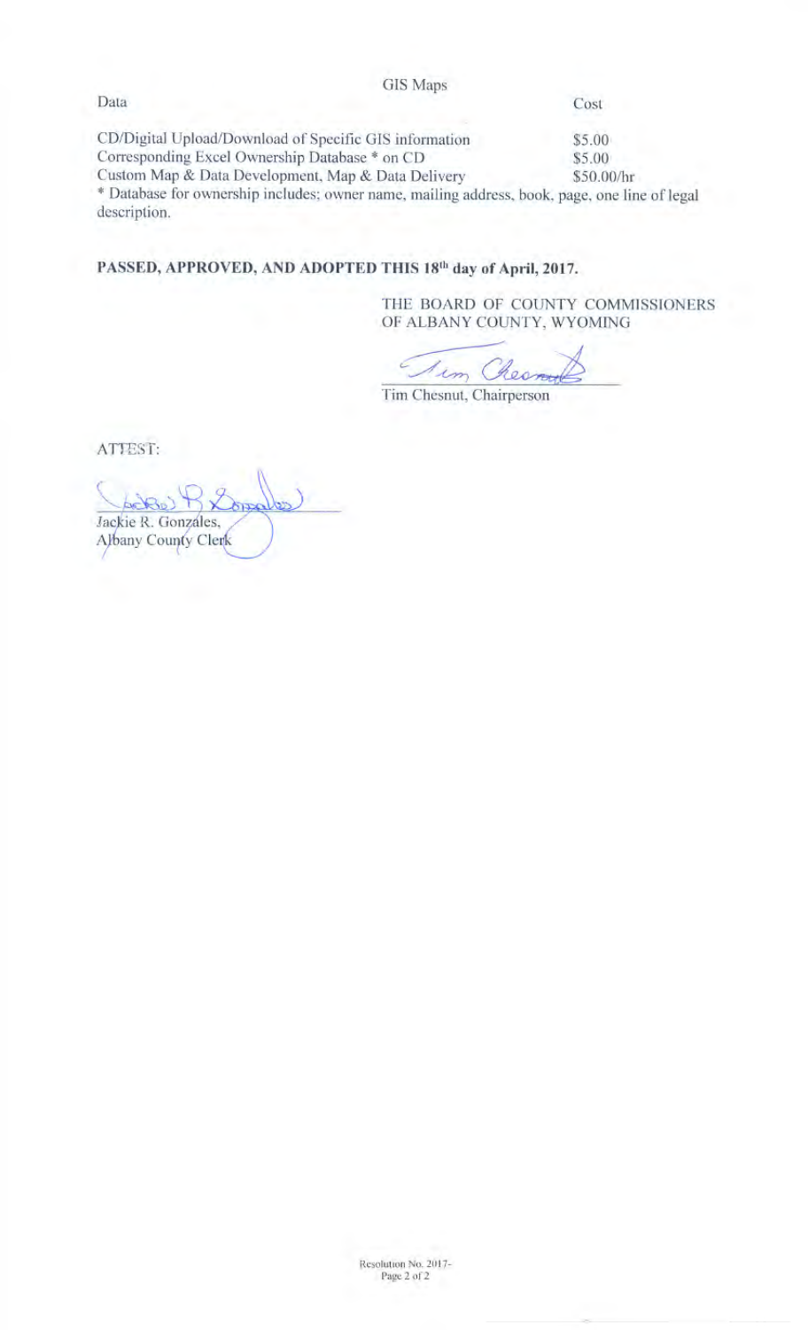GIS Maps

| Data | Cost |
| --- | --- |
| CD/Digital Upload/Download of Specific GIS information | $5.00 |
| Corresponding Excel Ownership Database * on CD | $5.00 |
| Custom Map & Data Development, Map & Data Delivery | $50.00/hr |

* Database for ownership includes; owner name, mailing address, book, page, one line of legal description.

**PASSED, APPROVED, AND ADOPTED THIS 18th day of April, 2017.**

THE BOARD OF COUNTY COMMISSIONERS
OF ALBANY COUNTY, WYOMING

Tim Chesnut

Tim Chesnut, Chairperson

ATTEST:

Jackie R. Gonzales

Jackie R. Gonzales,
Albany County Clerk

Resolution No. 2017-